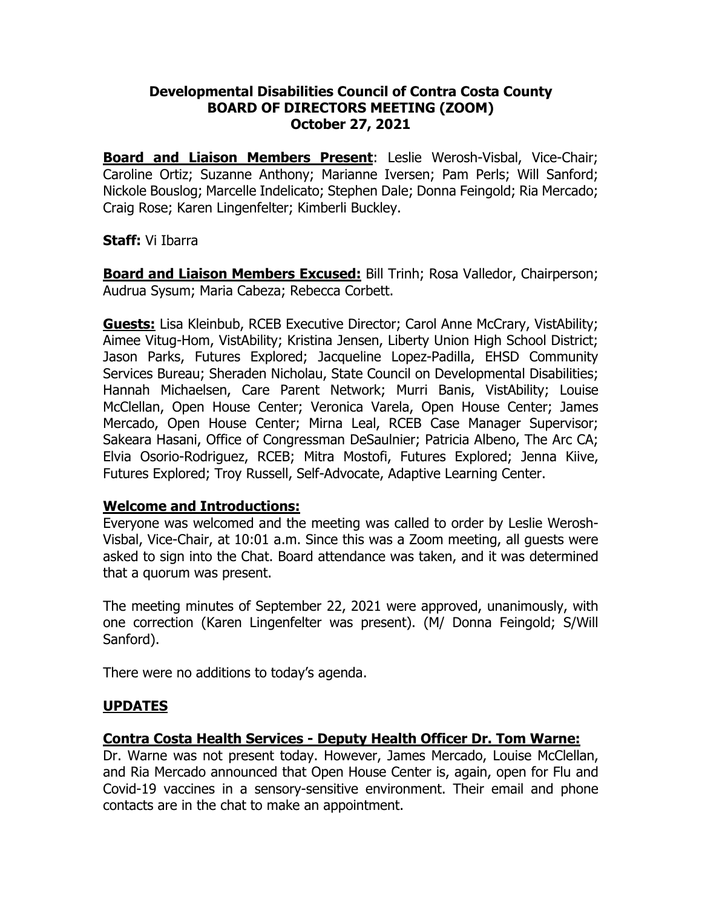# Developmental Disabilities Council of Contra Costa County
## BOARD OF DIRECTORS MEETING (ZOOM)
## October 27, 2021

**Board and Liaison Members Present**: Leslie Werosh-Visbal, Vice-Chair; Caroline Ortiz; Suzanne Anthony; Marianne Iversen; Pam Perls; Will Sanford; Nickole Bouslog; Marcelle Indelicato; Stephen Dale; Donna Feingold; Ria Mercado; Craig Rose; Karen Lingenfelter; Kimberli Buckley.

**Staff:** Vi Ibarra

**Board and Liaison Members Excused:** Bill Trinh; Rosa Valledor, Chairperson; Audrua Sysum; Maria Cabeza; Rebecca Corbett.

**Guests:** Lisa Kleinbub, RCEB Executive Director; Carol Anne McCrary, VistAbility; Aimee Vitug-Hom, VistAbility; Kristina Jensen, Liberty Union High School District; Jason Parks, Futures Explored; Jacqueline Lopez-Padilla, EHSD Community Services Bureau; Sheraden Nicholau, State Council on Developmental Disabilities; Hannah Michaelsen, Care Parent Network; Murri Banis, VistAbility; Louise McClellan, Open House Center; Veronica Varela, Open House Center; James Mercado, Open House Center; Mirna Leal, RCEB Case Manager Supervisor; Sakeara Hasani, Office of Congressman DeSaulnier; Patricia Albeno, The Arc CA; Elvia Osorio-Rodriguez, RCEB; Mitra Mostofi, Futures Explored; Jenna Kiive, Futures Explored; Troy Russell, Self-Advocate, Adaptive Learning Center.

**Welcome and Introductions:**

Everyone was welcomed and the meeting was called to order by Leslie Werosh-Visbal, Vice-Chair, at 10:01 a.m. Since this was a Zoom meeting, all guests were asked to sign into the Chat. Board attendance was taken, and it was determined that a quorum was present.

The meeting minutes of September 22, 2021 were approved, unanimously, with one correction (Karen Lingenfelter was present). (M/ Donna Feingold; S/Will Sanford).

There were no additions to today's agenda.

## UPDATES

**Contra Costa Health Services - Deputy Health Officer Dr. Tom Warne:**

Dr. Warne was not present today. However, James Mercado, Louise McClellan, and Ria Mercado announced that Open House Center is, again, open for Flu and Covid-19 vaccines in a sensory-sensitive environment. Their email and phone contacts are in the chat to make an appointment.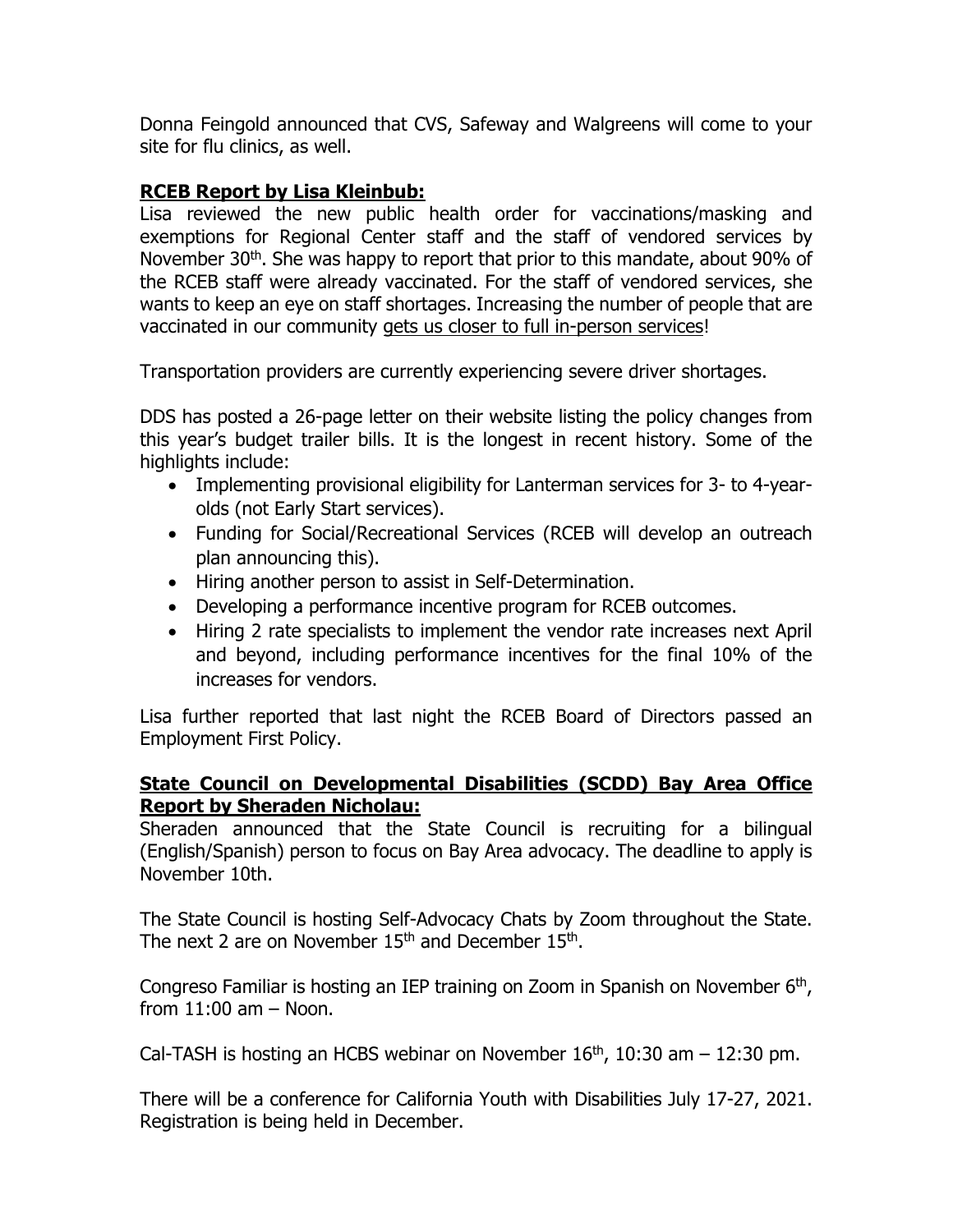Donna Feingold announced that CVS, Safeway and Walgreens will come to your site for flu clinics, as well.

**RCEB Report by Lisa Kleinbub:**

Lisa reviewed the new public health order for vaccinations/masking and exemptions for Regional Center staff and the staff of vendored services by November 30th. She was happy to report that prior to this mandate, about 90% of the RCEB staff were already vaccinated. For the staff of vendored services, she wants to keep an eye on staff shortages. Increasing the number of people that are vaccinated in our community gets us closer to full in-person services!

Transportation providers are currently experiencing severe driver shortages.

DDS has posted a 26-page letter on their website listing the policy changes from this year's budget trailer bills. It is the longest in recent history. Some of the highlights include:

- Implementing provisional eligibility for Lanterman services for 3- to 4-year-olds (not Early Start services).
- Funding for Social/Recreational Services (RCEB will develop an outreach plan announcing this).
- Hiring another person to assist in Self-Determination.
- Developing a performance incentive program for RCEB outcomes.
- Hiring 2 rate specialists to implement the vendor rate increases next April and beyond, including performance incentives for the final 10% of the increases for vendors.

Lisa further reported that last night the RCEB Board of Directors passed an Employment First Policy.

**State Council on Developmental Disabilities (SCDD) Bay Area Office Report by Sheraden Nicholau:**

Sheraden announced that the State Council is recruiting for a bilingual (English/Spanish) person to focus on Bay Area advocacy. The deadline to apply is November 10th.

The State Council is hosting Self-Advocacy Chats by Zoom throughout the State. The next 2 are on November 15th and December 15th.

Congreso Familiar is hosting an IEP training on Zoom in Spanish on November 6th, from 11:00 am – Noon.

Cal-TASH is hosting an HCBS webinar on November 16th, 10:30 am – 12:30 pm.

There will be a conference for California Youth with Disabilities July 17-27, 2021. Registration is being held in December.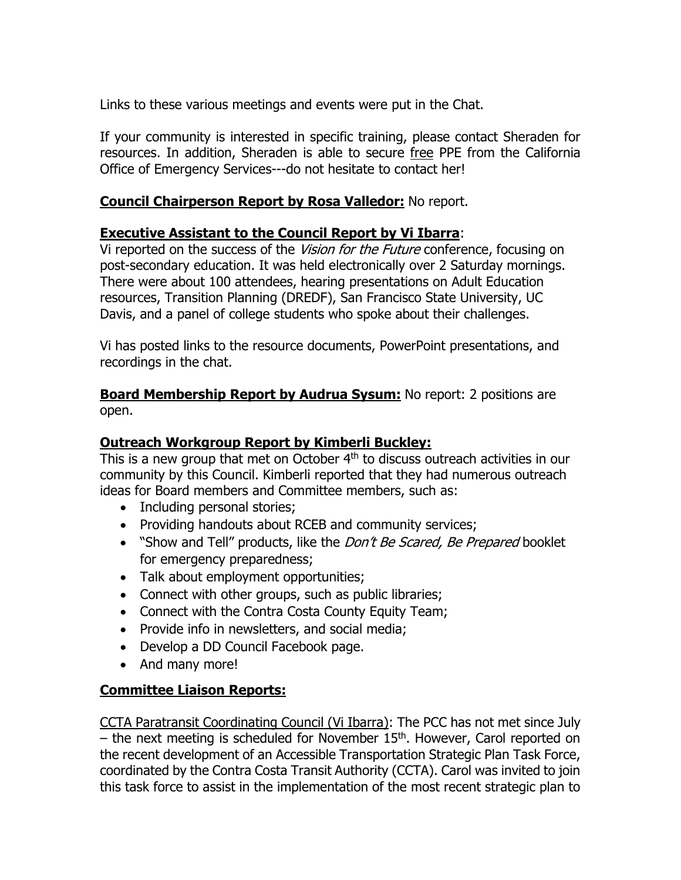Links to these various meetings and events were put in the Chat.

If your community is interested in specific training, please contact Sheraden for resources. In addition, Sheraden is able to secure free PPE from the California Office of Emergency Services---do not hesitate to contact her!

**Council Chairperson Report by Rosa Valledor:** No report.

**Executive Assistant to the Council Report by Vi Ibarra**:
Vi reported on the success of the *Vision for the Future* conference, focusing on post-secondary education. It was held electronically over 2 Saturday mornings. There were about 100 attendees, hearing presentations on Adult Education resources, Transition Planning (DREDF), San Francisco State University, UC Davis, and a panel of college students who spoke about their challenges.

Vi has posted links to the resource documents, PowerPoint presentations, and recordings in the chat.

**Board Membership Report by Audrua Sysum:** No report: 2 positions are open.

**Outreach Workgroup Report by Kimberli Buckley:**
This is a new group that met on October 4th to discuss outreach activities in our community by this Council. Kimberli reported that they had numerous outreach ideas for Board members and Committee members, such as:

- Including personal stories;
- Providing handouts about RCEB and community services;
- "Show and Tell" products, like the *Don't Be Scared, Be Prepared* booklet for emergency preparedness;
- Talk about employment opportunities;
- Connect with other groups, such as public libraries;
- Connect with the Contra Costa County Equity Team;
- Provide info in newsletters, and social media;
- Develop a DD Council Facebook page.
- And many more!

**Committee Liaison Reports:**

CCTA Paratransit Coordinating Council (Vi Ibarra): The PCC has not met since July – the next meeting is scheduled for November 15th. However, Carol reported on the recent development of an Accessible Transportation Strategic Plan Task Force, coordinated by the Contra Costa Transit Authority (CCTA). Carol was invited to join this task force to assist in the implementation of the most recent strategic plan to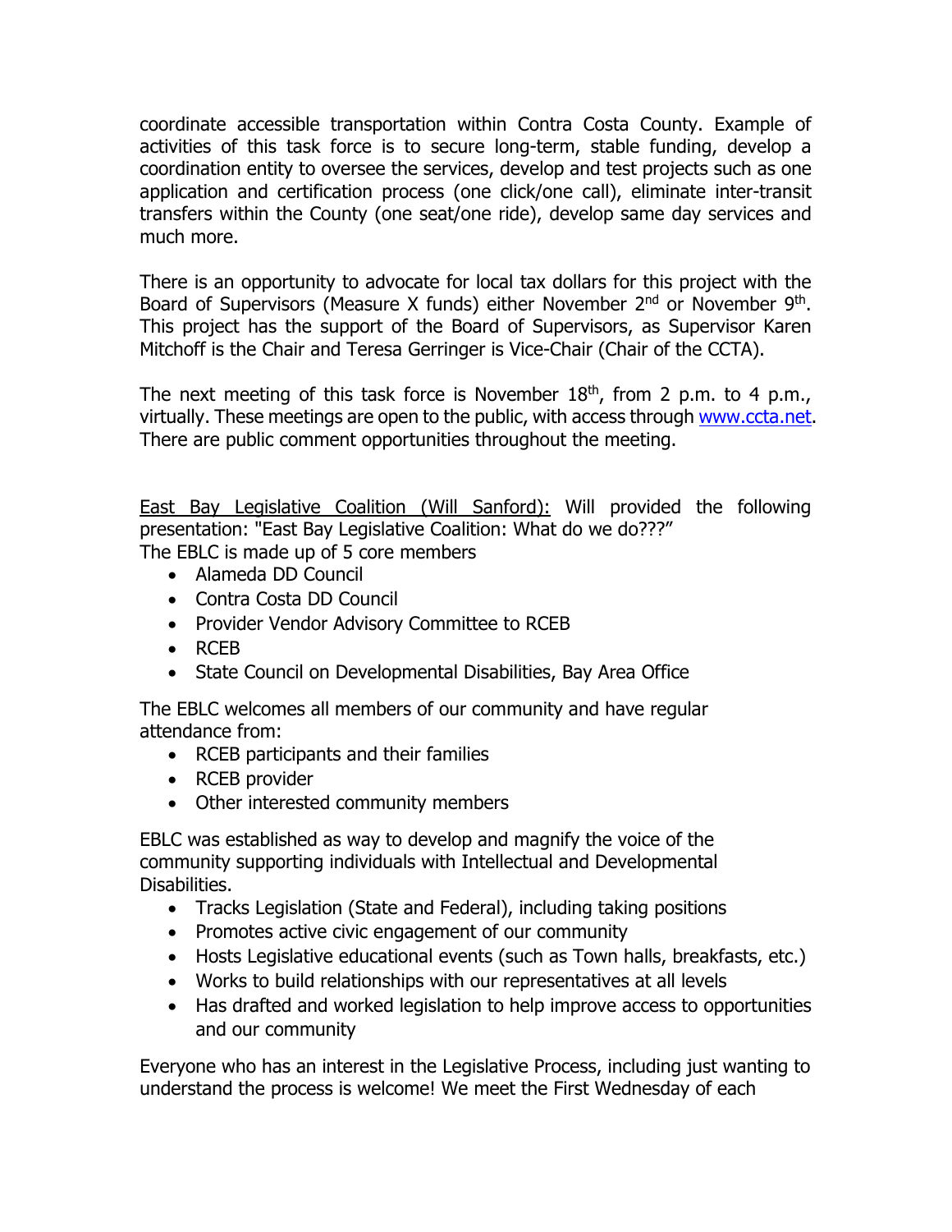coordinate accessible transportation within Contra Costa County. Example of activities of this task force is to secure long-term, stable funding, develop a coordination entity to oversee the services, develop and test projects such as one application and certification process (one click/one call), eliminate inter-transit transfers within the County (one seat/one ride), develop same day services and much more.

There is an opportunity to advocate for local tax dollars for this project with the Board of Supervisors (Measure X funds) either November 2nd or November 9th. This project has the support of the Board of Supervisors, as Supervisor Karen Mitchoff is the Chair and Teresa Gerringer is Vice-Chair (Chair of the CCTA).

The next meeting of this task force is November 18th, from 2 p.m. to 4 p.m., virtually. These meetings are open to the public, with access through www.ccta.net. There are public comment opportunities throughout the meeting.

East Bay Legislative Coalition (Will Sanford): Will provided the following presentation: "East Bay Legislative Coalition: What do we do???"
The EBLC is made up of 5 core members

- Alameda DD Council
- Contra Costa DD Council
- Provider Vendor Advisory Committee to RCEB
- RCEB
- State Council on Developmental Disabilities, Bay Area Office

The EBLC welcomes all members of our community and have regular attendance from:

- RCEB participants and their families
- RCEB provider
- Other interested community members

EBLC was established as way to develop and magnify the voice of the community supporting individuals with Intellectual and Developmental Disabilities.

- Tracks Legislation (State and Federal), including taking positions
- Promotes active civic engagement of our community
- Hosts Legislative educational events (such as Town halls, breakfasts, etc.)
- Works to build relationships with our representatives at all levels
- Has drafted and worked legislation to help improve access to opportunities and our community

Everyone who has an interest in the Legislative Process, including just wanting to understand the process is welcome! We meet the First Wednesday of each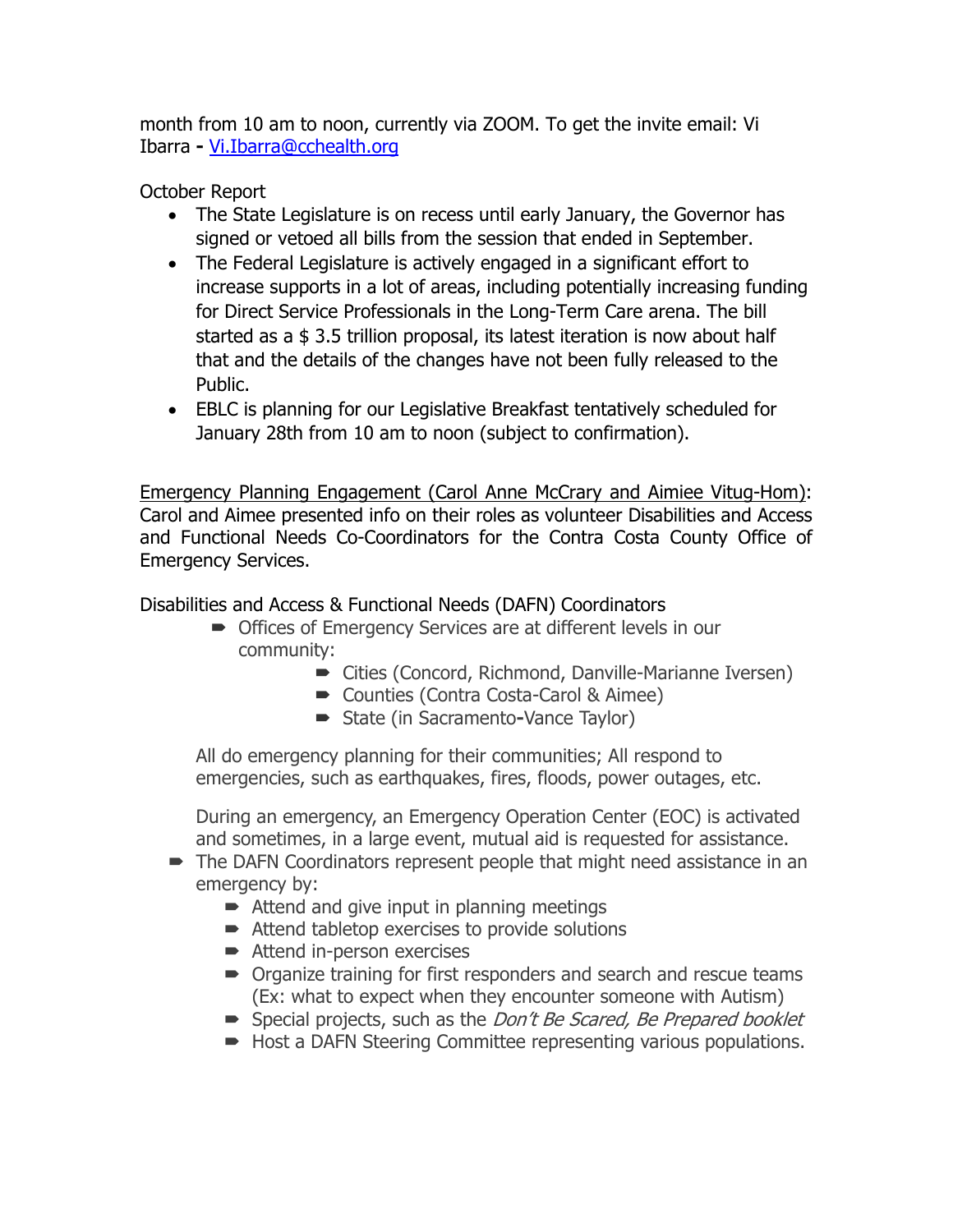month from 10 am to noon, currently via ZOOM. To get the invite email: Vi Ibarra - [Vi.Ibarra@cchealth.org](mailto:Vi.Ibarra@cchealth.org)

October Report

- The State Legislature is on recess until early January, the Governor has signed or vetoed all bills from the session that ended in September.
- The Federal Legislature is actively engaged in a significant effort to increase supports in a lot of areas, including potentially increasing funding for Direct Service Professionals in the Long-Term Care arena. The bill started as a $ 3.5 trillion proposal, its latest iteration is now about half that and the details of the changes have not been fully released to the Public.
- EBLC is planning for our Legislative Breakfast tentatively scheduled for January 28th from 10 am to noon (subject to confirmation).

<u>Emergency Planning Engagement (Carol Anne McCrary and Aimiee Vitug-Hom)</u>: Carol and Aimee presented info on their roles as volunteer Disabilities and Access and Functional Needs Co-Coordinators for the Contra Costa County Office of Emergency Services.

Disabilities and Access & Functional Needs (DAFN) Coordinators

- Offices of Emergency Services are at different levels in our community:
    - Cities (Concord, Richmond, Danville-Marianne Iversen)
    - Counties (Contra Costa-Carol & Aimee)
    - State (in Sacramento-Vance Taylor)

  All do emergency planning for their communities; All respond to emergencies, such as earthquakes, fires, floods, power outages, etc.

  During an emergency, an Emergency Operation Center (EOC) is activated and sometimes, in a large event, mutual aid is requested for assistance.

- The DAFN Coordinators represent people that might need assistance in an emergency by:
    - Attend and give input in planning meetings
    - Attend tabletop exercises to provide solutions
    - Attend in-person exercises
    - Organize training for first responders and search and rescue teams (Ex: what to expect when they encounter someone with Autism)
    - Special projects, such as the *Don't Be Scared, Be Prepared booklet*
    - Host a DAFN Steering Committee representing various populations.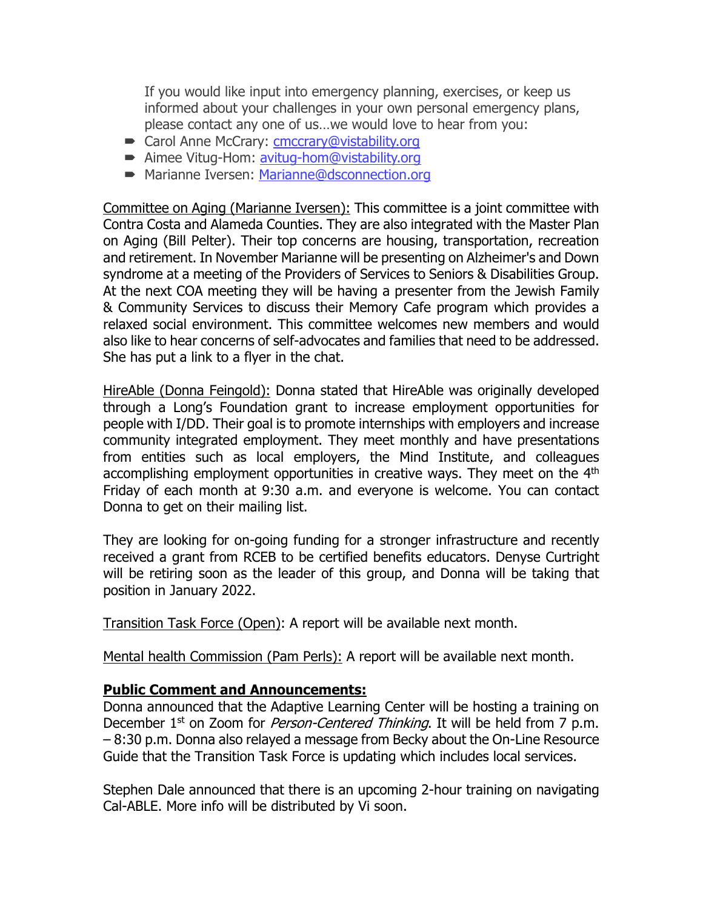If you would like input into emergency planning, exercises, or keep us informed about your challenges in your own personal emergency plans, please contact any one of us…we would love to hear from you:

- Carol Anne McCrary: cmccrary@vistability.org
- Aimee Vitug-Hom: avitug-hom@vistability.org
- Marianne Iversen: Marianne@dsconnection.org

Committee on Aging (Marianne Iversen): This committee is a joint committee with Contra Costa and Alameda Counties. They are also integrated with the Master Plan on Aging (Bill Pelter). Their top concerns are housing, transportation, recreation and retirement. In November Marianne will be presenting on Alzheimer's and Down syndrome at a meeting of the Providers of Services to Seniors & Disabilities Group. At the next COA meeting they will be having a presenter from the Jewish Family & Community Services to discuss their Memory Cafe program which provides a relaxed social environment. This committee welcomes new members and would also like to hear concerns of self-advocates and families that need to be addressed. She has put a link to a flyer in the chat.

HireAble (Donna Feingold): Donna stated that HireAble was originally developed through a Long's Foundation grant to increase employment opportunities for people with I/DD. Their goal is to promote internships with employers and increase community integrated employment. They meet monthly and have presentations from entities such as local employers, the Mind Institute, and colleagues accomplishing employment opportunities in creative ways. They meet on the 4th Friday of each month at 9:30 a.m. and everyone is welcome. You can contact Donna to get on their mailing list.

They are looking for on-going funding for a stronger infrastructure and recently received a grant from RCEB to be certified benefits educators. Denyse Curtright will be retiring soon as the leader of this group, and Donna will be taking that position in January 2022.

Transition Task Force (Open): A report will be available next month.

Mental health Commission (Pam Perls): A report will be available next month.

**Public Comment and Announcements:**

Donna announced that the Adaptive Learning Center will be hosting a training on December 1st on Zoom for *Person-Centered Thinking*. It will be held from 7 p.m. – 8:30 p.m. Donna also relayed a message from Becky about the On-Line Resource Guide that the Transition Task Force is updating which includes local services.

Stephen Dale announced that there is an upcoming 2-hour training on navigating Cal-ABLE. More info will be distributed by Vi soon.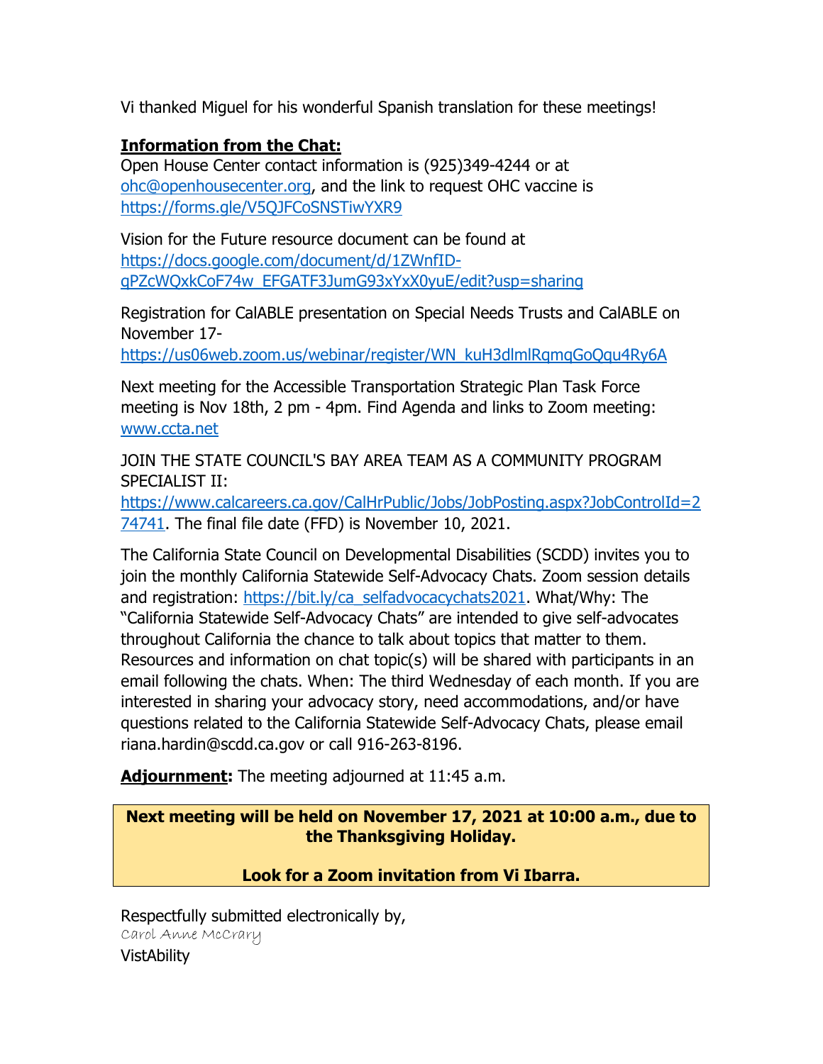Vi thanked Miguel for his wonderful Spanish translation for these meetings!

**Information from the Chat:**

Open House Center contact information is (925)349-4244 or at ohc@openhousecenter.org, and the link to request OHC vaccine is https://forms.gle/V5QJFCoSNSTiwYXR9

Vision for the Future resource document can be found at https://docs.google.com/document/d/1ZWnfID-qPZcWQxkCoF74w_EFGATF3JumG93xYxX0yuE/edit?usp=sharing

Registration for CalABLE presentation on Special Needs Trusts and CalABLE on November 17- https://us06web.zoom.us/webinar/register/WN_kuH3dlmlRqmqGoQqu4Ry6A

Next meeting for the Accessible Transportation Strategic Plan Task Force meeting is Nov 18th, 2 pm - 4pm. Find Agenda and links to Zoom meeting: www.ccta.net

JOIN THE STATE COUNCIL'S BAY AREA TEAM AS A COMMUNITY PROGRAM SPECIALIST II: https://www.calcareers.ca.gov/CalHrPublic/Jobs/JobPosting.aspx?JobControlId=274741. The final file date (FFD) is November 10, 2021.

The California State Council on Developmental Disabilities (SCDD) invites you to join the monthly California Statewide Self-Advocacy Chats. Zoom session details and registration: https://bit.ly/ca_selfadvocacychats2021. What/Why: The "California Statewide Self-Advocacy Chats" are intended to give self-advocates throughout California the chance to talk about topics that matter to them. Resources and information on chat topic(s) will be shared with participants in an email following the chats. When: The third Wednesday of each month. If you are interested in sharing your advocacy story, need accommodations, and/or have questions related to the California Statewide Self-Advocacy Chats, please email riana.hardin@scdd.ca.gov or call 916-263-8196.

**Adjournment:** The meeting adjourned at 11:45 a.m.

**Next meeting will be held on November 17, 2021 at 10:00 a.m., due to the Thanksgiving Holiday.**

**Look for a Zoom invitation from Vi Ibarra.**

Respectfully submitted electronically by,
Carol Anne McCrary
VistAbility